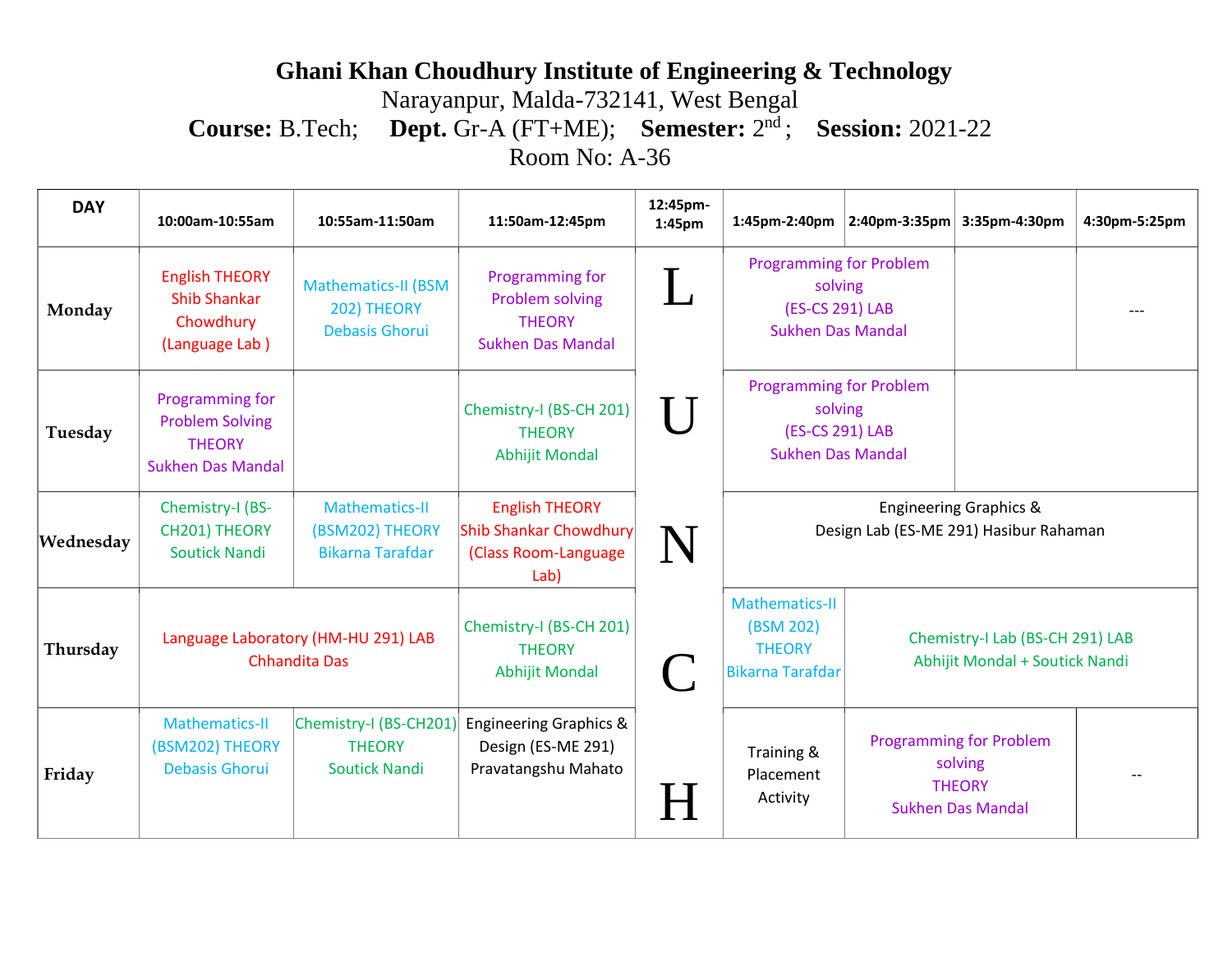# Ghani Khan Choudhury Institute of Engineering & Technology

Narayanpur, Malda-732141, West Bengal

**Course:** B.Tech; **Dept.** Gr-A (FT+ME); **Semester:** 2nd ; **Session:** 2021-22

Room No: A-36

| DAY | 10:00am-10:55am | 10:55am-11:50am | 11:50am-12:45pm | 12:45pm-1:45pm | 1:45pm-2:40pm | 2:40pm-3:35pm | 3:35pm-4:30pm | 4:30pm-5:25pm |
|---|---|---|---|---|---|---|---|---|
| **Monday** | English THEORY Shib Shankar Chowdhury (Language Lab ) | Mathematics-II (BSM 202) THEORY Debasis Ghorui | Programming for Problem solving THEORY Sukhen Das Mandal | L | Programming for Problem solving (ES-CS 291) LAB Sukhen Das Mandal | | | --- |
| **Tuesday** | Programming for Problem Solving THEORY Sukhen Das Mandal | | Chemistry-I (BS-CH 201) THEORY Abhijit Mondal | U | Programming for Problem solving (ES-CS 291) LAB Sukhen Das Mandal | | | |
| **Wednesday** | Chemistry-I (BS-CH201) THEORY Soutick Nandi | Mathematics-II (BSM202) THEORY Bikarna Tarafdar | English THEORY Shib Shankar Chowdhury (Class Room-Language Lab) | N | Engineering Graphics & Design Lab (ES-ME 291) Hasibur Rahaman | | | |
| **Thursday** | Language Laboratory (HM-HU 291) LAB Chhandita Das | | Chemistry-I (BS-CH 201) THEORY Abhijit Mondal | C | Mathematics-II (BSM 202) THEORY Bikarna Tarafdar | Chemistry-I Lab (BS-CH 291) LAB Abhijit Mondal + Soutick Nandi | | |
| **Friday** | Mathematics-II (BSM202) THEORY Debasis Ghorui | Chemistry-I (BS-CH201) THEORY Soutick Nandi | Engineering Graphics & Design (ES-ME 291) Pravatangshu Mahato | H | Training & Placement Activity | Programming for Problem solving THEORY Sukhen Das Mandal | | -- |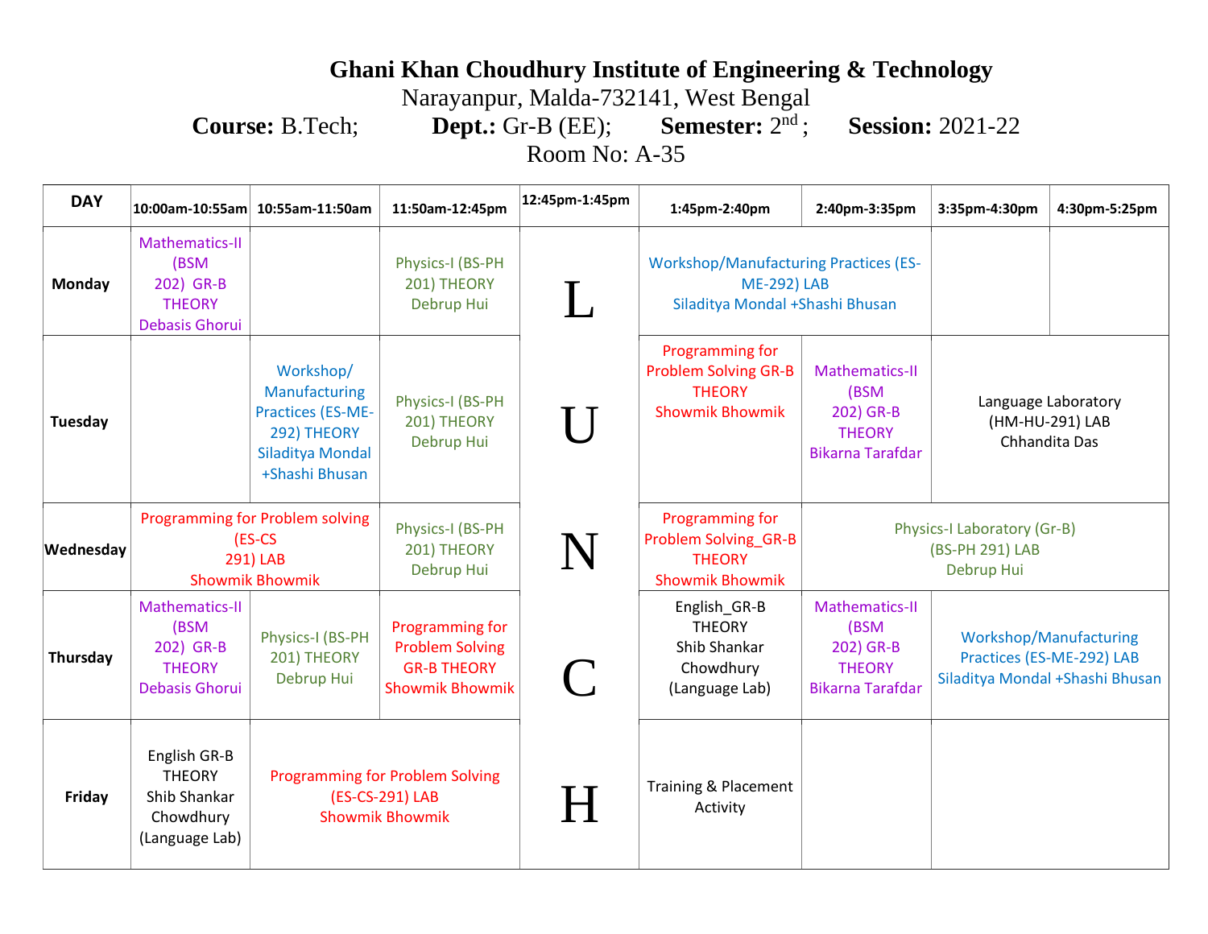**Ghani Khan Choudhury Institute of Engineering & Technology**

Narayanpur, Malda-732141, West Bengal

**Course:** B.Tech; **Dept.:** Gr-B (EE); **Semester:** 2nd ; **Session:** 2021-22

Room No: A-35

| DAY | 10:00am-10:55am | 10:55am-11:50am | 11:50am-12:45pm | 12:45pm-1:45pm | 1:45pm-2:40pm | 2:40pm-3:35pm | 3:35pm-4:30pm | 4:30pm-5:25pm |
|---|---|---|---|---|---|---|---|---|
| **Monday** | Mathematics-II (BSM 202) GR-B THEORY Debasis Ghorui | | Physics-I (BS-PH 201) THEORY Debrup Hui | L | Workshop/Manufacturing Practices (ES-ME-292) LAB Siladitya Mondal +Shashi Bhusan | | | |
| **Tuesday** | | Workshop/ Manufacturing Practices (ES-ME-292) THEORY Siladitya Mondal +Shashi Bhusan | Physics-I (BS-PH 201) THEORY Debrup Hui | U | Programming for Problem Solving GR-B THEORY Showmik Bhowmik | Mathematics-II (BSM 202) GR-B THEORY Bikarna Tarafdar | Language Laboratory (HM-HU-291) LAB Chhandita Das | |
| **Wednesday** | Programming for Problem solving (ES-CS 291) LAB Showmik Bhowmik | | Physics-I (BS-PH 201) THEORY Debrup Hui | N | Programming for Problem Solving_GR-B THEORY Showmik Bhowmik | Physics-I Laboratory (Gr-B) (BS-PH 291) LAB Debrup Hui | | |
| **Thursday** | Mathematics-II (BSM 202) GR-B THEORY Debasis Ghorui | Physics-I (BS-PH 201) THEORY Debrup Hui | Programming for Problem Solving GR-B THEORY Showmik Bhowmik | C | English_GR-B THEORY Shib Shankar Chowdhury (Language Lab) | Mathematics-II (BSM 202) GR-B THEORY Bikarna Tarafdar | Workshop/Manufacturing Practices (ES-ME-292) LAB Siladitya Mondal +Shashi Bhusan | |
| **Friday** | English GR-B THEORY Shib Shankar Chowdhury (Language Lab) | Programming for Problem Solving (ES-CS-291) LAB Showmik Bhowmik | | H | Training & Placement Activity | | | |